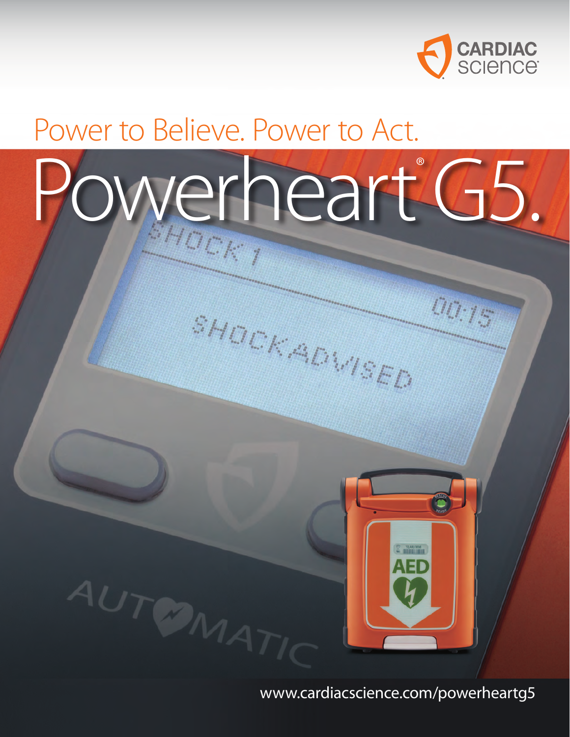CARDIAC science

Power to Believe. Power to Act.

# Powerheart® G5.

www.cardiacscience.com/powerheartg5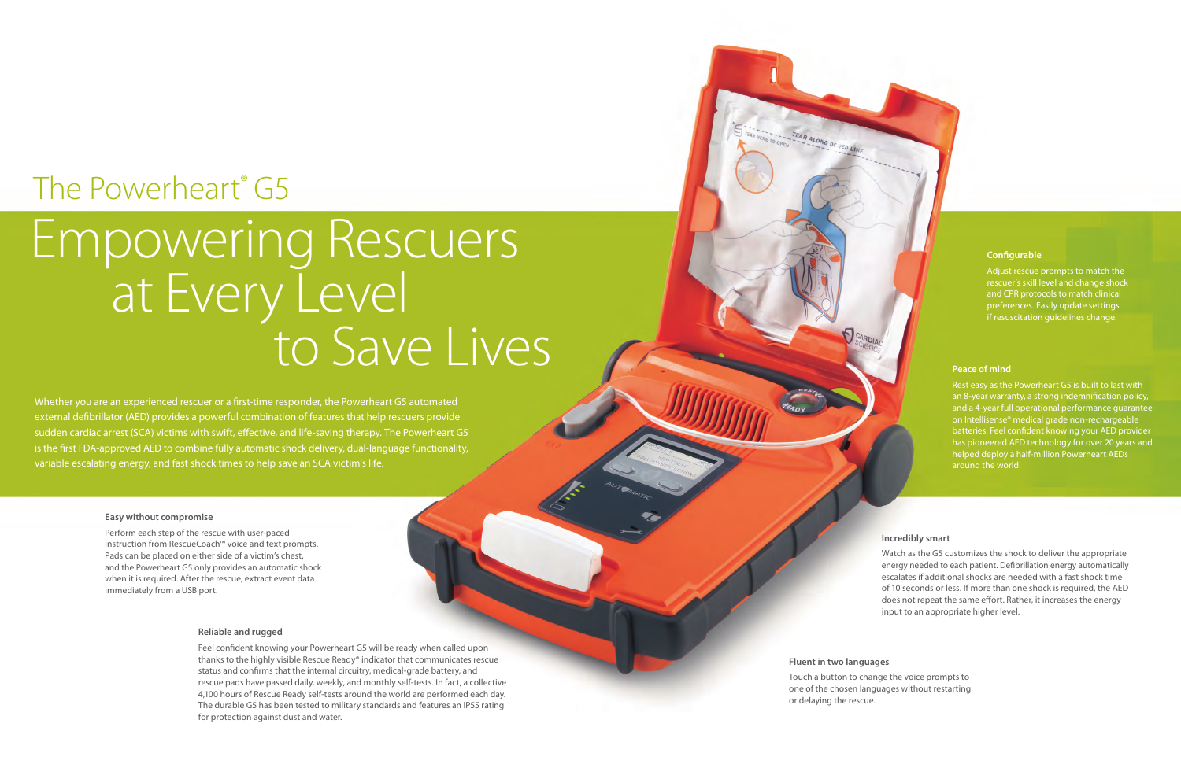# The Powerheart® G5

# Empowering Rescuers at Every Level to Save Lives

Whether you are an experienced rescuer or a first-time responder, the Powerheart G5 automated external defibrillator (AED) provides a powerful combination of features that help rescuers provide sudden cardiac arrest (SCA) victims with swift, effective, and life-saving therapy. The Powerheart G5 is the first FDA-approved AED to combine fully automatic shock delivery, dual-language functionality, variable escalating energy, and fast shock times to help save an SCA victim's life.

### Configurable

Adjust rescue prompts to match the rescuer's skill level and change shock and CPR protocols to match clinical preferences. Easily update settings if resuscitation guidelines change.

### Peace of mind

Rest easy as the Powerheart G5 is built to last with an 8-year warranty, a strong indemnification policy, and a 4-year full operational performance guarantee on Intellisense® medical grade non-rechargeable batteries. Feel confident knowing your AED provider has pioneered AED technology for over 20 years and helped deploy a half-million Powerheart AEDs around the world.

### Easy without compromise

Perform each step of the rescue with user-paced instruction from RescueCoach™ voice and text prompts. Pads can be placed on either side of a victim's chest, and the Powerheart G5 only provides an automatic shock when it is required. After the rescue, extract event data immediately from a USB port.

### Reliable and rugged

Feel confident knowing your Powerheart G5 will be ready when called upon thanks to the highly visible Rescue Ready® indicator that communicates rescue status and confirms that the internal circuitry, medical-grade battery, and rescue pads have passed daily, weekly, and monthly self-tests. In fact, a collective 4,100 hours of Rescue Ready self-tests around the world are performed each day. The durable G5 has been tested to military standards and features an IP55 rating for protection against dust and water.

### Incredibly smart

Watch as the G5 customizes the shock to deliver the appropriate energy needed to each patient. Defibrillation energy automatically escalates if additional shocks are needed with a fast shock time of 10 seconds or less. If more than one shock is required, the AED does not repeat the same effort. Rather, it increases the energy input to an appropriate higher level.

### Fluent in two languages

Touch a button to change the voice prompts to one of the chosen languages without restarting or delaying the rescue.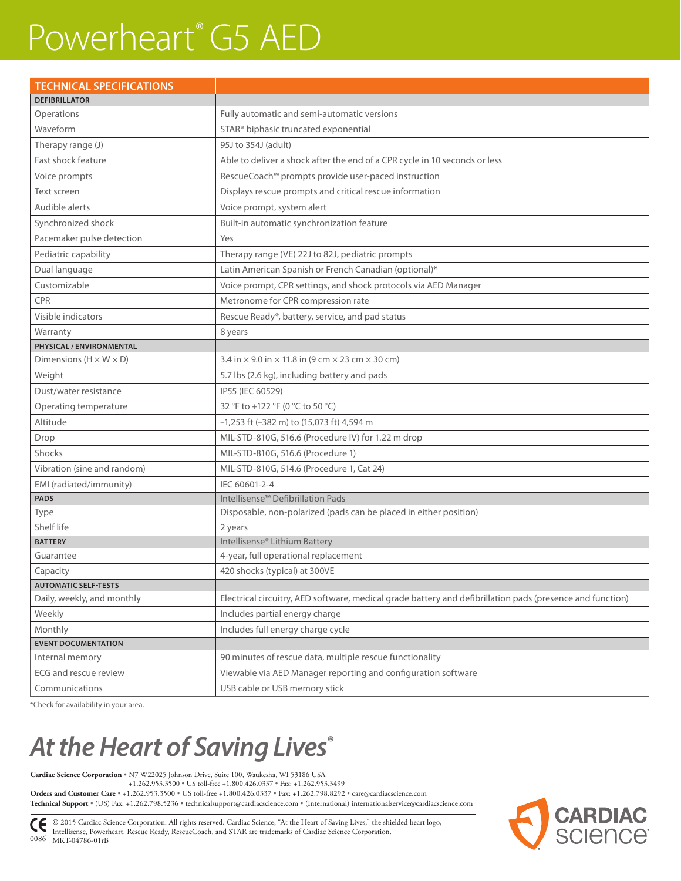# Powerheart® G5 AED

| TECHNICAL SPECIFICATIONS | |
|---|---|
| **DEFIBRILLATOR** | |
| Operations | Fully automatic and semi-automatic versions |
| Waveform | STAR® biphasic truncated exponential |
| Therapy range (J) | 95J to 354J (adult) |
| Fast shock feature | Able to deliver a shock after the end of a CPR cycle in 10 seconds or less |
| Voice prompts | RescueCoach™ prompts provide user-paced instruction |
| Text screen | Displays rescue prompts and critical rescue information |
| Audible alerts | Voice prompt, system alert |
| Synchronized shock | Built-in automatic synchronization feature |
| Pacemaker pulse detection | Yes |
| Pediatric capability | Therapy range (VE) 22J to 82J, pediatric prompts |
| Dual language | Latin American Spanish or French Canadian (optional)* |
| Customizable | Voice prompt, CPR settings, and shock protocols via AED Manager |
| CPR | Metronome for CPR compression rate |
| Visible indicators | Rescue Ready®, battery, service, and pad status |
| Warranty | 8 years |
| **PHYSICAL / ENVIRONMENTAL** | |
| Dimensions (H × W × D) | 3.4 in × 9.0 in × 11.8 in (9 cm × 23 cm × 30 cm) |
| Weight | 5.7 lbs (2.6 kg), including battery and pads |
| Dust/water resistance | IP55 (IEC 60529) |
| Operating temperature | 32 °F to +122 °F (0 °C to 50 °C) |
| Altitude | –1,253 ft (–382 m) to (15,073 ft) 4,594 m |
| Drop | MIL-STD-810G, 516.6 (Procedure IV) for 1.22 m drop |
| Shocks | MIL-STD-810G, 516.6 (Procedure 1) |
| Vibration (sine and random) | MIL-STD-810G, 514.6 (Procedure 1, Cat 24) |
| EMI (radiated/immunity) | IEC 60601-2-4 |
| **PADS** | Intellisense™ Defibrillation Pads |
| Type | Disposable, non-polarized (pads can be placed in either position) |
| Shelf life | 2 years |
| **BATTERY** | Intellisense® Lithium Battery |
| Guarantee | 4-year, full operational replacement |
| Capacity | 420 shocks (typical) at 300VE |
| **AUTOMATIC SELF-TESTS** | |
| Daily, weekly, and monthly | Electrical circuitry, AED software, medical grade battery and defibrillation pads (presence and function) |
| Weekly | Includes partial energy charge |
| Monthly | Includes full energy charge cycle |
| **EVENT DOCUMENTATION** | |
| Internal memory | 90 minutes of rescue data, multiple rescue functionality |
| ECG and rescue review | Viewable via AED Manager reporting and configuration software |
| Communications | USB cable or USB memory stick |

*Check for availability in your area.

## *At the Heart of Saving Lives®*

**Cardiac Science Corporation** • N7 W22025 Johnson Drive, Suite 100, Waukesha, WI 53186 USA
+1.262.953.3500 • US toll-free +1.800.426.0337 • Fax: +1.262.953.3499
**Orders and Customer Care** • +1.262.953.3500 • US toll-free +1.800.426.0337 • Fax: +1.262.798.8292 • care@cardiacscience.com
**Technical Support** • (US) Fax: +1.262.798.5236 • technicalsupport@cardiacscience.com • (International) internationalservice@cardiacscience.com

CE 0086 © 2015 Cardiac Science Corporation. All rights reserved. Cardiac Science, "At the Heart of Saving Lives," the shielded heart logo, Intellisense, Powerheart, Rescue Ready, RescueCoach, and STAR are trademarks of Cardiac Science Corporation.
MKT-04786-01rB

CARDIAC SCIENCE®